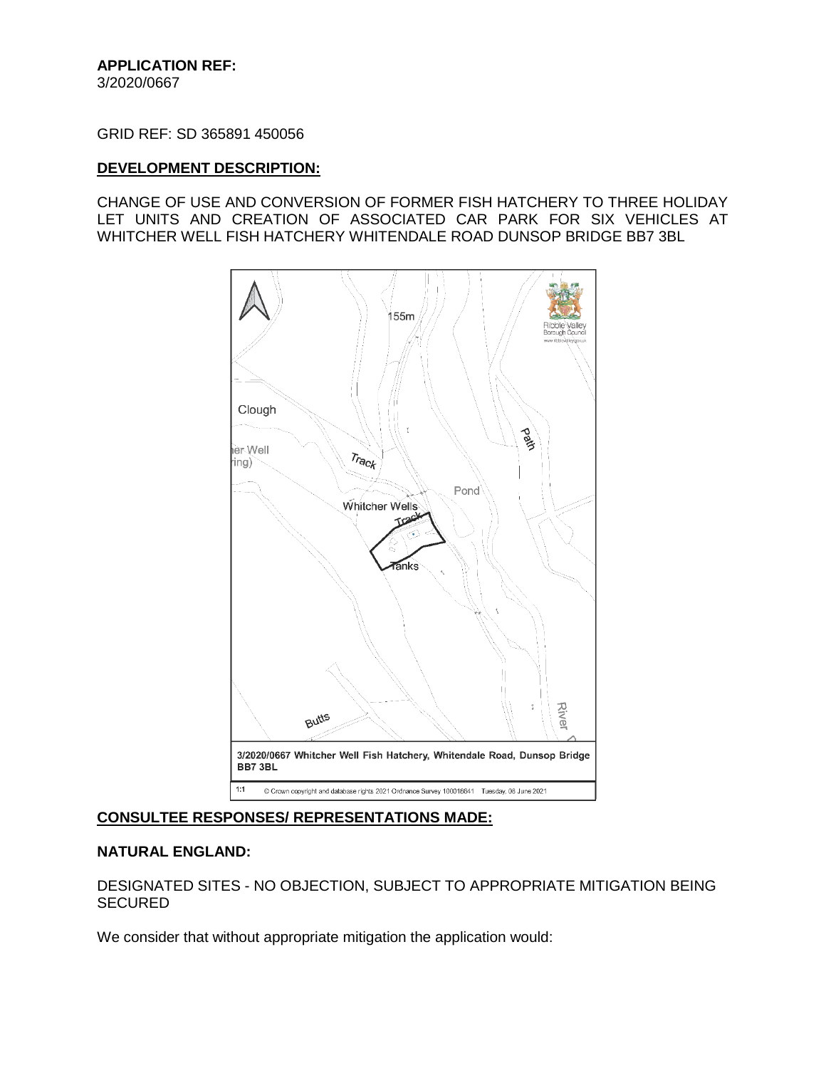**APPLICATION REF:**
3/2020/0667

GRID REF: SD 365891 450056

## DEVELOPMENT DESCRIPTION:

CHANGE OF USE AND CONVERSION OF FORMER FISH HATCHERY TO THREE HOLIDAY LET UNITS AND CREATION OF ASSOCIATED CAR PARK FOR SIX VEHICLES AT WHITCHER WELL FISH HATCHERY WHITENDALE ROAD DUNSOP BRIDGE BB7 3BL

3/2020/0667 Whitcher Well Fish Hatchery, Whitendale Road, Dunsop Bridge BB7 3BL

1:1 © Crown copyright and database rights 2021 Ordnance Survey 100018641 Tuesday, 08 June 2021

## CONSULTEE RESPONSES/ REPRESENTATIONS MADE:

### NATURAL ENGLAND:

DESIGNATED SITES - NO OBJECTION, SUBJECT TO APPROPRIATE MITIGATION BEING SECURED

We consider that without appropriate mitigation the application would: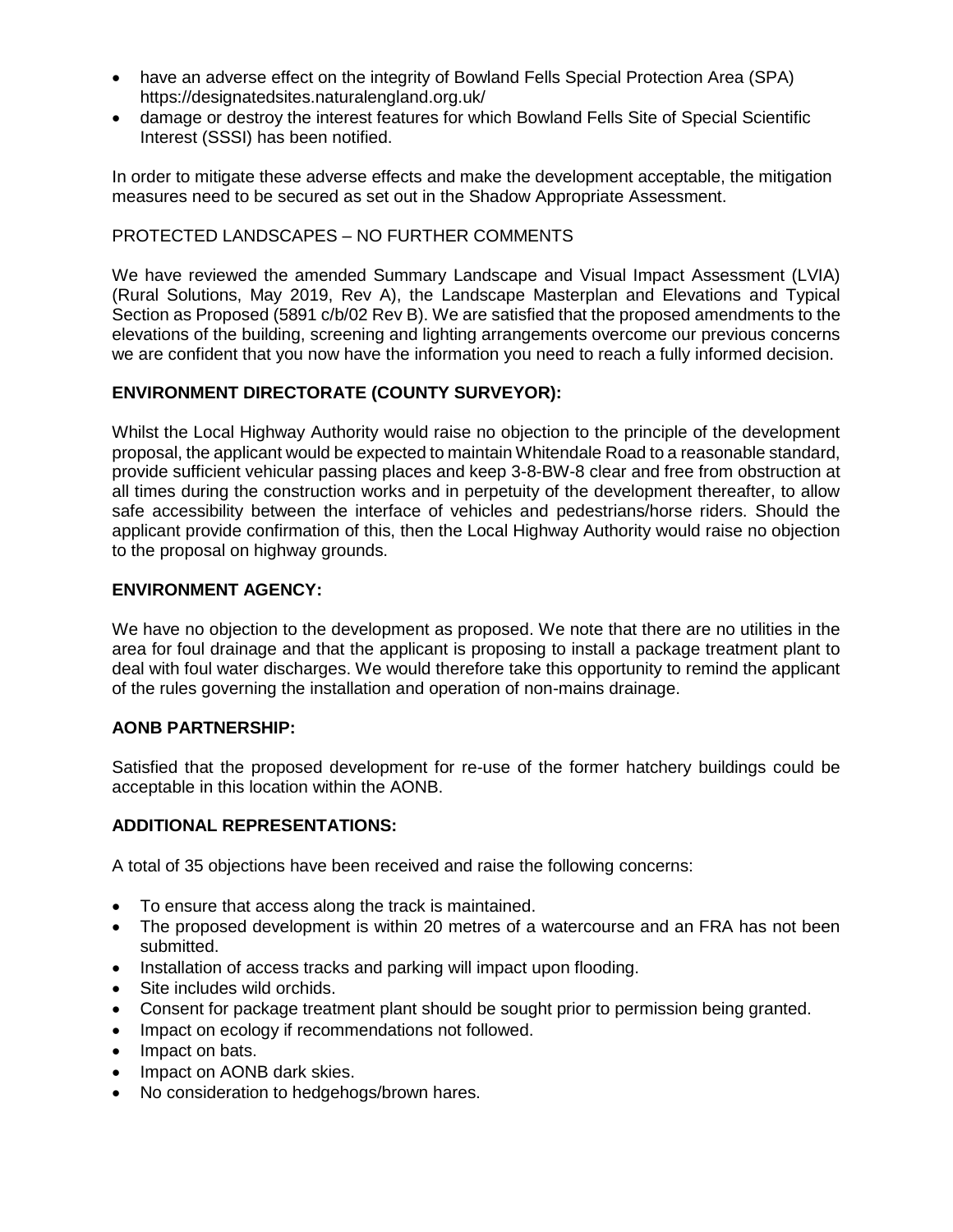- have an adverse effect on the integrity of Bowland Fells Special Protection Area (SPA) https://designatedsites.naturalengland.org.uk/
- damage or destroy the interest features for which Bowland Fells Site of Special Scientific Interest (SSSI) has been notified.

In order to mitigate these adverse effects and make the development acceptable, the mitigation measures need to be secured as set out in the Shadow Appropriate Assessment.

PROTECTED LANDSCAPES – NO FURTHER COMMENTS

We have reviewed the amended Summary Landscape and Visual Impact Assessment (LVIA) (Rural Solutions, May 2019, Rev A), the Landscape Masterplan and Elevations and Typical Section as Proposed (5891 c/b/02 Rev B). We are satisfied that the proposed amendments to the elevations of the building, screening and lighting arrangements overcome our previous concerns we are confident that you now have the information you need to reach a fully informed decision.

**ENVIRONMENT DIRECTORATE (COUNTY SURVEYOR):**

Whilst the Local Highway Authority would raise no objection to the principle of the development proposal, the applicant would be expected to maintain Whitendale Road to a reasonable standard, provide sufficient vehicular passing places and keep 3-8-BW-8 clear and free from obstruction at all times during the construction works and in perpetuity of the development thereafter, to allow safe accessibility between the interface of vehicles and pedestrians/horse riders. Should the applicant provide confirmation of this, then the Local Highway Authority would raise no objection to the proposal on highway grounds.

**ENVIRONMENT AGENCY:**

We have no objection to the development as proposed. We note that there are no utilities in the area for foul drainage and that the applicant is proposing to install a package treatment plant to deal with foul water discharges. We would therefore take this opportunity to remind the applicant of the rules governing the installation and operation of non-mains drainage.

**AONB PARTNERSHIP:**

Satisfied that the proposed development for re-use of the former hatchery buildings could be acceptable in this location within the AONB.

**ADDITIONAL REPRESENTATIONS:**

A total of 35 objections have been received and raise the following concerns:

- To ensure that access along the track is maintained.
- The proposed development is within 20 metres of a watercourse and an FRA has not been submitted.
- Installation of access tracks and parking will impact upon flooding.
- Site includes wild orchids.
- Consent for package treatment plant should be sought prior to permission being granted.
- Impact on ecology if recommendations not followed.
- Impact on bats.
- Impact on AONB dark skies.
- No consideration to hedgehogs/brown hares.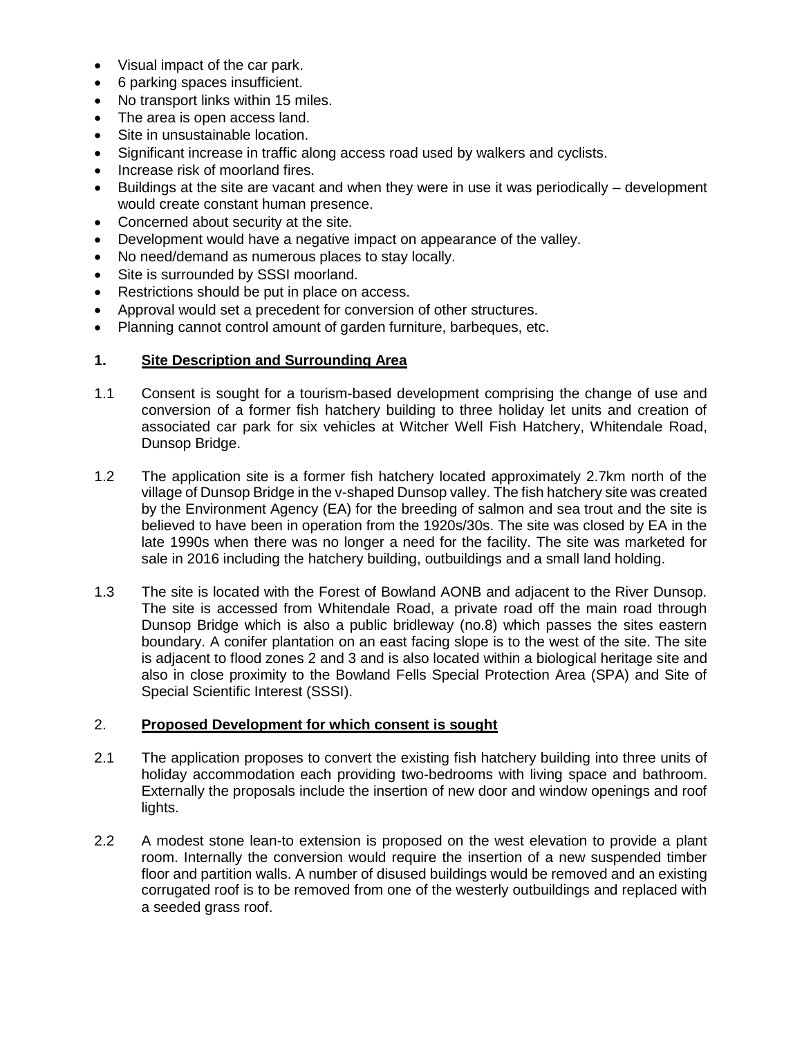- Visual impact of the car park.
- 6 parking spaces insufficient.
- No transport links within 15 miles.
- The area is open access land.
- Site in unsustainable location.
- Significant increase in traffic along access road used by walkers and cyclists.
- Increase risk of moorland fires.
- Buildings at the site are vacant and when they were in use it was periodically – development would create constant human presence.
- Concerned about security at the site.
- Development would have a negative impact on appearance of the valley.
- No need/demand as numerous places to stay locally.
- Site is surrounded by SSSI moorland.
- Restrictions should be put in place on access.
- Approval would set a precedent for conversion of other structures.
- Planning cannot control amount of garden furniture, barbeques, etc.

## 1. Site Description and Surrounding Area

1.1 Consent is sought for a tourism-based development comprising the change of use and conversion of a former fish hatchery building to three holiday let units and creation of associated car park for six vehicles at Witcher Well Fish Hatchery, Whitendale Road, Dunsop Bridge.

1.2 The application site is a former fish hatchery located approximately 2.7km north of the village of Dunsop Bridge in the v-shaped Dunsop valley. The fish hatchery site was created by the Environment Agency (EA) for the breeding of salmon and sea trout and the site is believed to have been in operation from the 1920s/30s. The site was closed by EA in the late 1990s when there was no longer a need for the facility. The site was marketed for sale in 2016 including the hatchery building, outbuildings and a small land holding.

1.3 The site is located with the Forest of Bowland AONB and adjacent to the River Dunsop. The site is accessed from Whitendale Road, a private road off the main road through Dunsop Bridge which is also a public bridleway (no.8) which passes the sites eastern boundary. A conifer plantation on an east facing slope is to the west of the site. The site is adjacent to flood zones 2 and 3 and is also located within a biological heritage site and also in close proximity to the Bowland Fells Special Protection Area (SPA) and Site of Special Scientific Interest (SSSI).

## 2. Proposed Development for which consent is sought

2.1 The application proposes to convert the existing fish hatchery building into three units of holiday accommodation each providing two-bedrooms with living space and bathroom. Externally the proposals include the insertion of new door and window openings and roof lights.

2.2 A modest stone lean-to extension is proposed on the west elevation to provide a plant room. Internally the conversion would require the insertion of a new suspended timber floor and partition walls. A number of disused buildings would be removed and an existing corrugated roof is to be removed from one of the westerly outbuildings and replaced with a seeded grass roof.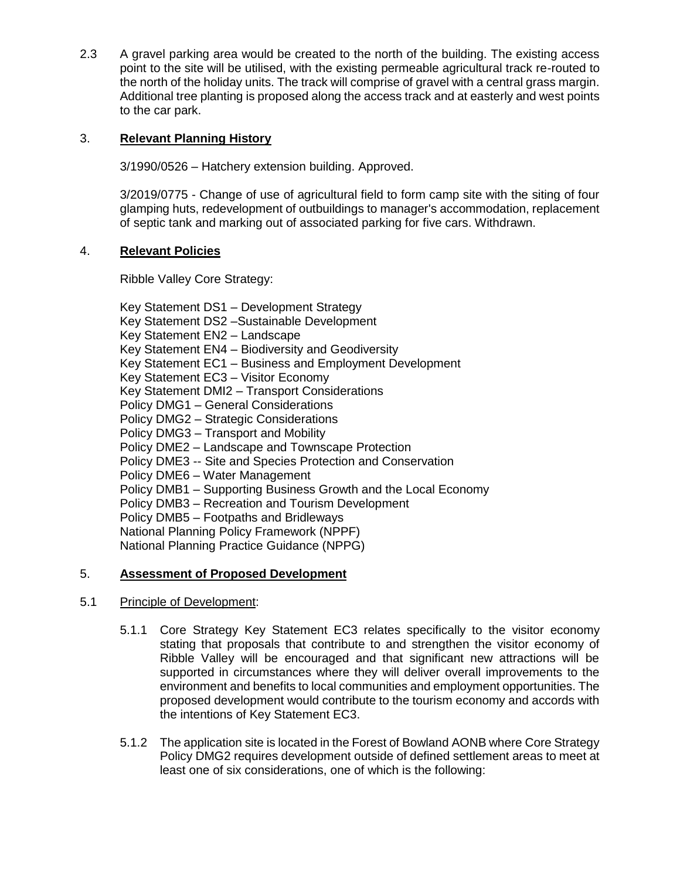2.3 A gravel parking area would be created to the north of the building. The existing access point to the site will be utilised, with the existing permeable agricultural track re-routed to the north of the holiday units. The track will comprise of gravel with a central grass margin. Additional tree planting is proposed along the access track and at easterly and west points to the car park.

## 3. **Relevant Planning History**

3/1990/0526 – Hatchery extension building. Approved.

3/2019/0775 - Change of use of agricultural field to form camp site with the siting of four glamping huts, redevelopment of outbuildings to manager's accommodation, replacement of septic tank and marking out of associated parking for five cars. Withdrawn.

## 4. **Relevant Policies**

Ribble Valley Core Strategy:

Key Statement DS1 – Development Strategy
Key Statement DS2 –Sustainable Development
Key Statement EN2 – Landscape
Key Statement EN4 – Biodiversity and Geodiversity
Key Statement EC1 – Business and Employment Development
Key Statement EC3 – Visitor Economy
Key Statement DMI2 – Transport Considerations
Policy DMG1 – General Considerations
Policy DMG2 – Strategic Considerations
Policy DMG3 – Transport and Mobility
Policy DME2 – Landscape and Townscape Protection
Policy DME3 -- Site and Species Protection and Conservation
Policy DME6 – Water Management
Policy DMB1 – Supporting Business Growth and the Local Economy
Policy DMB3 – Recreation and Tourism Development
Policy DMB5 – Footpaths and Bridleways
National Planning Policy Framework (NPPF)
National Planning Practice Guidance (NPPG)

## 5. **Assessment of Proposed Development**

5.1 Principle of Development:

5.1.1 Core Strategy Key Statement EC3 relates specifically to the visitor economy stating that proposals that contribute to and strengthen the visitor economy of Ribble Valley will be encouraged and that significant new attractions will be supported in circumstances where they will deliver overall improvements to the environment and benefits to local communities and employment opportunities. The proposed development would contribute to the tourism economy and accords with the intentions of Key Statement EC3.

5.1.2 The application site is located in the Forest of Bowland AONB where Core Strategy Policy DMG2 requires development outside of defined settlement areas to meet at least one of six considerations, one of which is the following: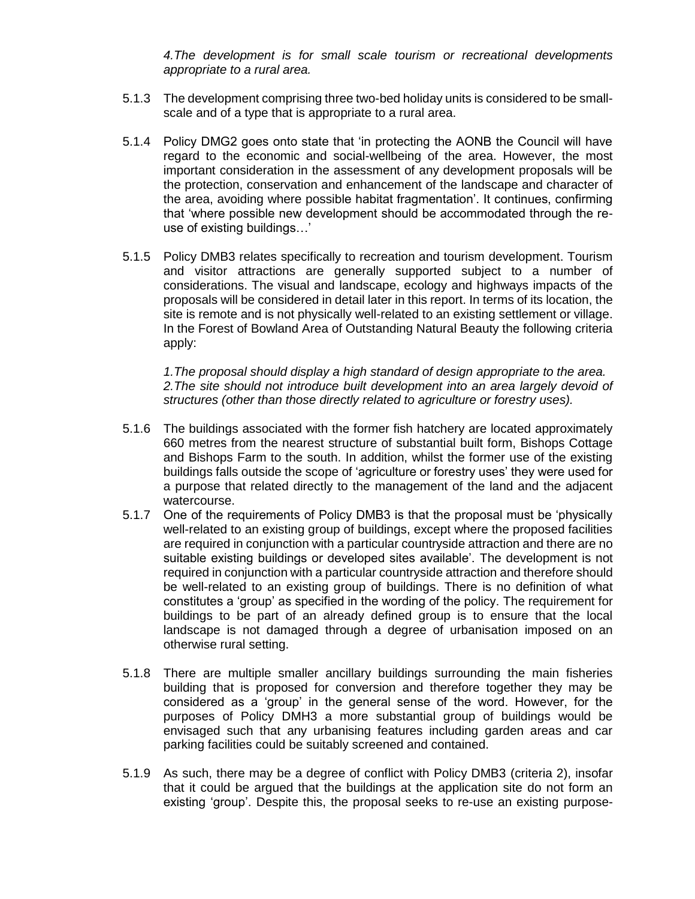*4.The development is for small scale tourism or recreational developments appropriate to a rural area.*

5.1.3 The development comprising three two-bed holiday units is considered to be small-scale and of a type that is appropriate to a rural area.

5.1.4 Policy DMG2 goes onto state that 'in protecting the AONB the Council will have regard to the economic and social-wellbeing of the area. However, the most important consideration in the assessment of any development proposals will be the protection, conservation and enhancement of the landscape and character of the area, avoiding where possible habitat fragmentation'. It continues, confirming that 'where possible new development should be accommodated through the re-use of existing buildings…'

5.1.5 Policy DMB3 relates specifically to recreation and tourism development. Tourism and visitor attractions are generally supported subject to a number of considerations. The visual and landscape, ecology and highways impacts of the proposals will be considered in detail later in this report. In terms of its location, the site is remote and is not physically well-related to an existing settlement or village. In the Forest of Bowland Area of Outstanding Natural Beauty the following criteria apply:

*1.The proposal should display a high standard of design appropriate to the area.*
*2.The site should not introduce built development into an area largely devoid of structures (other than those directly related to agriculture or forestry uses).*

5.1.6 The buildings associated with the former fish hatchery are located approximately 660 metres from the nearest structure of substantial built form, Bishops Cottage and Bishops Farm to the south. In addition, whilst the former use of the existing buildings falls outside the scope of 'agriculture or forestry uses' they were used for a purpose that related directly to the management of the land and the adjacent watercourse.

5.1.7 One of the requirements of Policy DMB3 is that the proposal must be 'physically well-related to an existing group of buildings, except where the proposed facilities are required in conjunction with a particular countryside attraction and there are no suitable existing buildings or developed sites available'. The development is not required in conjunction with a particular countryside attraction and therefore should be well-related to an existing group of buildings. There is no definition of what constitutes a 'group' as specified in the wording of the policy. The requirement for buildings to be part of an already defined group is to ensure that the local landscape is not damaged through a degree of urbanisation imposed on an otherwise rural setting.

5.1.8 There are multiple smaller ancillary buildings surrounding the main fisheries building that is proposed for conversion and therefore together they may be considered as a 'group' in the general sense of the word. However, for the purposes of Policy DMH3 a more substantial group of buildings would be envisaged such that any urbanising features including garden areas and car parking facilities could be suitably screened and contained.

5.1.9 As such, there may be a degree of conflict with Policy DMB3 (criteria 2), insofar that it could be argued that the buildings at the application site do not form an existing 'group'. Despite this, the proposal seeks to re-use an existing purpose-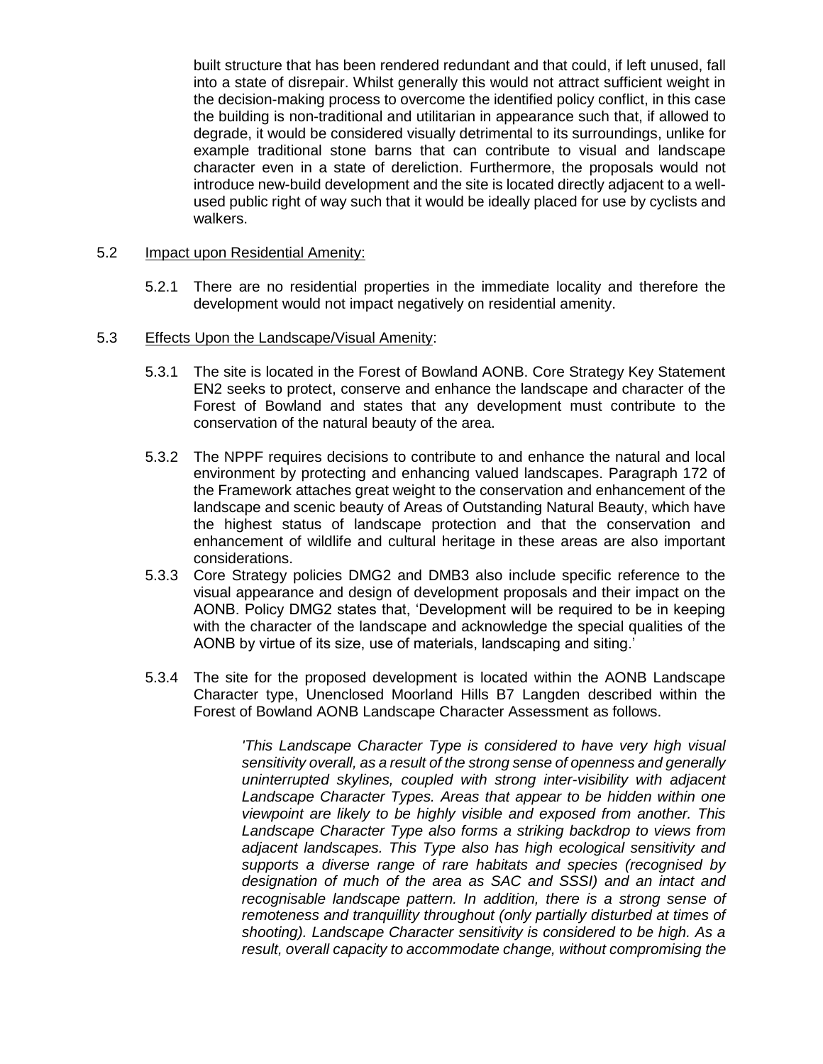built structure that has been rendered redundant and that could, if left unused, fall into a state of disrepair. Whilst generally this would not attract sufficient weight in the decision-making process to overcome the identified policy conflict, in this case the building is non-traditional and utilitarian in appearance such that, if allowed to degrade, it would be considered visually detrimental to its surroundings, unlike for example traditional stone barns that can contribute to visual and landscape character even in a state of dereliction. Furthermore, the proposals would not introduce new-build development and the site is located directly adjacent to a well-used public right of way such that it would be ideally placed for use by cyclists and walkers.

5.2 Impact upon Residential Amenity:

5.2.1 There are no residential properties in the immediate locality and therefore the development would not impact negatively on residential amenity.

5.3 Effects Upon the Landscape/Visual Amenity:

5.3.1 The site is located in the Forest of Bowland AONB. Core Strategy Key Statement EN2 seeks to protect, conserve and enhance the landscape and character of the Forest of Bowland and states that any development must contribute to the conservation of the natural beauty of the area.

5.3.2 The NPPF requires decisions to contribute to and enhance the natural and local environment by protecting and enhancing valued landscapes. Paragraph 172 of the Framework attaches great weight to the conservation and enhancement of the landscape and scenic beauty of Areas of Outstanding Natural Beauty, which have the highest status of landscape protection and that the conservation and enhancement of wildlife and cultural heritage in these areas are also important considerations.

5.3.3 Core Strategy policies DMG2 and DMB3 also include specific reference to the visual appearance and design of development proposals and their impact on the AONB. Policy DMG2 states that, 'Development will be required to be in keeping with the character of the landscape and acknowledge the special qualities of the AONB by virtue of its size, use of materials, landscaping and siting.'

5.3.4 The site for the proposed development is located within the AONB Landscape Character type, Unenclosed Moorland Hills B7 Langden described within the Forest of Bowland AONB Landscape Character Assessment as follows.

> *'This Landscape Character Type is considered to have very high visual sensitivity overall, as a result of the strong sense of openness and generally uninterrupted skylines, coupled with strong inter-visibility with adjacent Landscape Character Types. Areas that appear to be hidden within one viewpoint are likely to be highly visible and exposed from another. This Landscape Character Type also forms a striking backdrop to views from adjacent landscapes. This Type also has high ecological sensitivity and supports a diverse range of rare habitats and species (recognised by designation of much of the area as SAC and SSSI) and an intact and recognisable landscape pattern. In addition, there is a strong sense of remoteness and tranquillity throughout (only partially disturbed at times of shooting). Landscape Character sensitivity is considered to be high. As a result, overall capacity to accommodate change, without compromising the*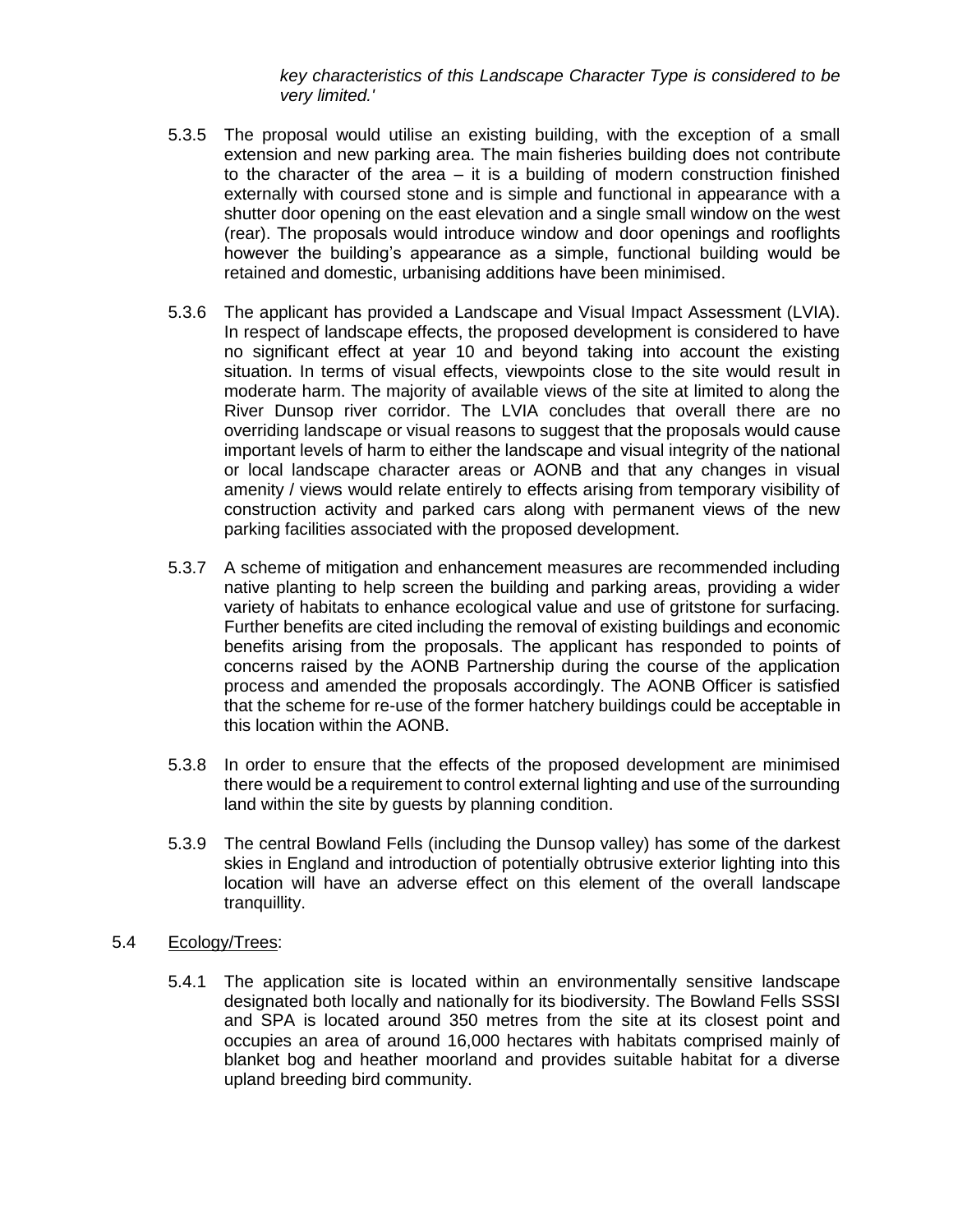*key characteristics of this Landscape Character Type is considered to be very limited.'*

5.3.5 The proposal would utilise an existing building, with the exception of a small extension and new parking area. The main fisheries building does not contribute to the character of the area – it is a building of modern construction finished externally with coursed stone and is simple and functional in appearance with a shutter door opening on the east elevation and a single small window on the west (rear). The proposals would introduce window and door openings and rooflights however the building's appearance as a simple, functional building would be retained and domestic, urbanising additions have been minimised.

5.3.6 The applicant has provided a Landscape and Visual Impact Assessment (LVIA). In respect of landscape effects, the proposed development is considered to have no significant effect at year 10 and beyond taking into account the existing situation. In terms of visual effects, viewpoints close to the site would result in moderate harm. The majority of available views of the site at limited to along the River Dunsop river corridor. The LVIA concludes that overall there are no overriding landscape or visual reasons to suggest that the proposals would cause important levels of harm to either the landscape and visual integrity of the national or local landscape character areas or AONB and that any changes in visual amenity / views would relate entirely to effects arising from temporary visibility of construction activity and parked cars along with permanent views of the new parking facilities associated with the proposed development.

5.3.7 A scheme of mitigation and enhancement measures are recommended including native planting to help screen the building and parking areas, providing a wider variety of habitats to enhance ecological value and use of gritstone for surfacing. Further benefits are cited including the removal of existing buildings and economic benefits arising from the proposals. The applicant has responded to points of concerns raised by the AONB Partnership during the course of the application process and amended the proposals accordingly. The AONB Officer is satisfied that the scheme for re-use of the former hatchery buildings could be acceptable in this location within the AONB.

5.3.8 In order to ensure that the effects of the proposed development are minimised there would be a requirement to control external lighting and use of the surrounding land within the site by guests by planning condition.

5.3.9 The central Bowland Fells (including the Dunsop valley) has some of the darkest skies in England and introduction of potentially obtrusive exterior lighting into this location will have an adverse effect on this element of the overall landscape tranquillity.

5.4 Ecology/Trees:

5.4.1 The application site is located within an environmentally sensitive landscape designated both locally and nationally for its biodiversity. The Bowland Fells SSSI and SPA is located around 350 metres from the site at its closest point and occupies an area of around 16,000 hectares with habitats comprised mainly of blanket bog and heather moorland and provides suitable habitat for a diverse upland breeding bird community.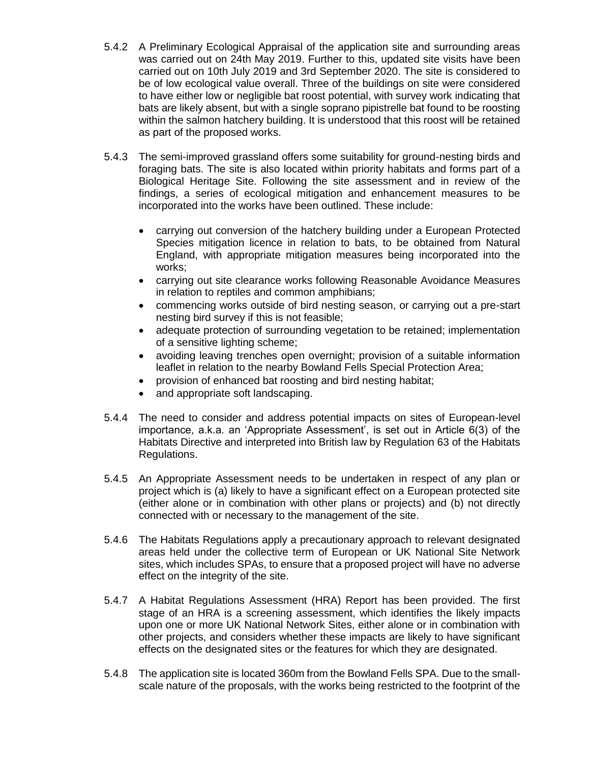5.4.2 A Preliminary Ecological Appraisal of the application site and surrounding areas was carried out on 24th May 2019. Further to this, updated site visits have been carried out on 10th July 2019 and 3rd September 2020. The site is considered to be of low ecological value overall. Three of the buildings on site were considered to have either low or negligible bat roost potential, with survey work indicating that bats are likely absent, but with a single soprano pipistrelle bat found to be roosting within the salmon hatchery building. It is understood that this roost will be retained as part of the proposed works.

5.4.3 The semi-improved grassland offers some suitability for ground-nesting birds and foraging bats. The site is also located within priority habitats and forms part of a Biological Heritage Site. Following the site assessment and in review of the findings, a series of ecological mitigation and enhancement measures to be incorporated into the works have been outlined. These include:

- carrying out conversion of the hatchery building under a European Protected Species mitigation licence in relation to bats, to be obtained from Natural England, with appropriate mitigation measures being incorporated into the works;
- carrying out site clearance works following Reasonable Avoidance Measures in relation to reptiles and common amphibians;
- commencing works outside of bird nesting season, or carrying out a pre-start nesting bird survey if this is not feasible;
- adequate protection of surrounding vegetation to be retained; implementation of a sensitive lighting scheme;
- avoiding leaving trenches open overnight; provision of a suitable information leaflet in relation to the nearby Bowland Fells Special Protection Area;
- provision of enhanced bat roosting and bird nesting habitat;
- and appropriate soft landscaping.

5.4.4 The need to consider and address potential impacts on sites of European-level importance, a.k.a. an 'Appropriate Assessment', is set out in Article 6(3) of the Habitats Directive and interpreted into British law by Regulation 63 of the Habitats Regulations.

5.4.5 An Appropriate Assessment needs to be undertaken in respect of any plan or project which is (a) likely to have a significant effect on a European protected site (either alone or in combination with other plans or projects) and (b) not directly connected with or necessary to the management of the site.

5.4.6 The Habitats Regulations apply a precautionary approach to relevant designated areas held under the collective term of European or UK National Site Network sites, which includes SPAs, to ensure that a proposed project will have no adverse effect on the integrity of the site.

5.4.7 A Habitat Regulations Assessment (HRA) Report has been provided. The first stage of an HRA is a screening assessment, which identifies the likely impacts upon one or more UK National Network Sites, either alone or in combination with other projects, and considers whether these impacts are likely to have significant effects on the designated sites or the features for which they are designated.

5.4.8 The application site is located 360m from the Bowland Fells SPA. Due to the small-scale nature of the proposals, with the works being restricted to the footprint of the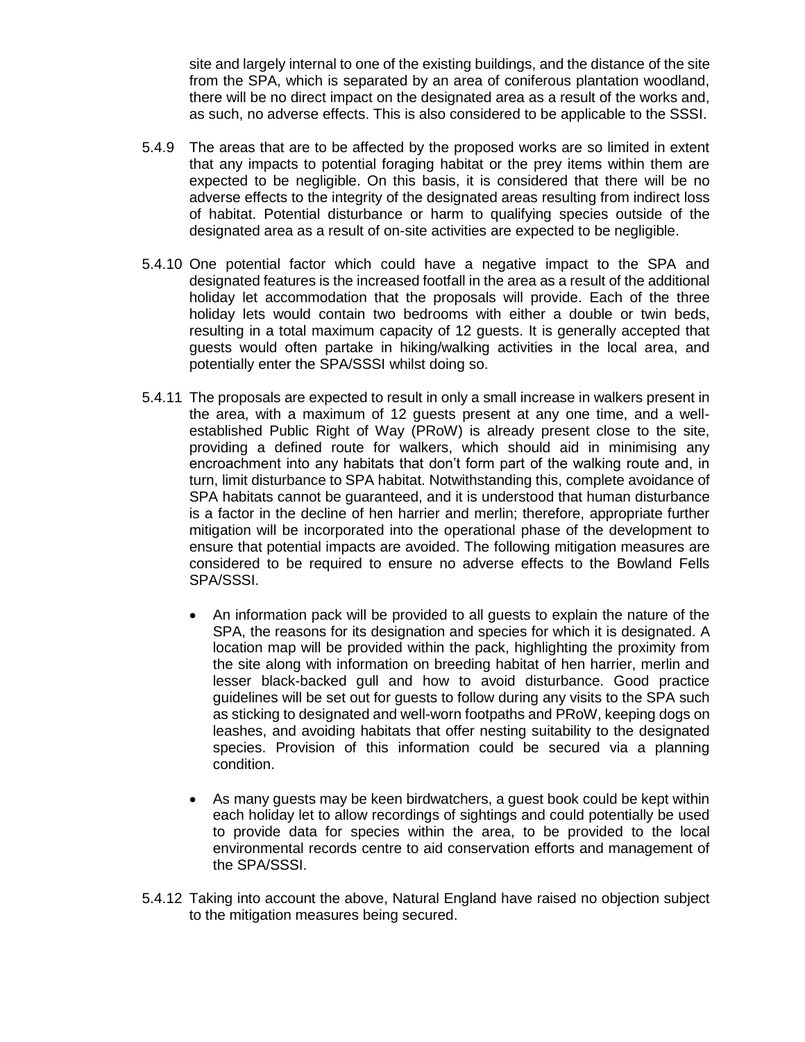site and largely internal to one of the existing buildings, and the distance of the site from the SPA, which is separated by an area of coniferous plantation woodland, there will be no direct impact on the designated area as a result of the works and, as such, no adverse effects. This is also considered to be applicable to the SSSI.

5.4.9 The areas that are to be affected by the proposed works are so limited in extent that any impacts to potential foraging habitat or the prey items within them are expected to be negligible. On this basis, it is considered that there will be no adverse effects to the integrity of the designated areas resulting from indirect loss of habitat. Potential disturbance or harm to qualifying species outside of the designated area as a result of on-site activities are expected to be negligible.

5.4.10 One potential factor which could have a negative impact to the SPA and designated features is the increased footfall in the area as a result of the additional holiday let accommodation that the proposals will provide. Each of the three holiday lets would contain two bedrooms with either a double or twin beds, resulting in a total maximum capacity of 12 guests. It is generally accepted that guests would often partake in hiking/walking activities in the local area, and potentially enter the SPA/SSSI whilst doing so.

5.4.11 The proposals are expected to result in only a small increase in walkers present in the area, with a maximum of 12 guests present at any one time, and a well-established Public Right of Way (PRoW) is already present close to the site, providing a defined route for walkers, which should aid in minimising any encroachment into any habitats that don't form part of the walking route and, in turn, limit disturbance to SPA habitat. Notwithstanding this, complete avoidance of SPA habitats cannot be guaranteed, and it is understood that human disturbance is a factor in the decline of hen harrier and merlin; therefore, appropriate further mitigation will be incorporated into the operational phase of the development to ensure that potential impacts are avoided. The following mitigation measures are considered to be required to ensure no adverse effects to the Bowland Fells SPA/SSSI.

- An information pack will be provided to all guests to explain the nature of the SPA, the reasons for its designation and species for which it is designated. A location map will be provided within the pack, highlighting the proximity from the site along with information on breeding habitat of hen harrier, merlin and lesser black-backed gull and how to avoid disturbance. Good practice guidelines will be set out for guests to follow during any visits to the SPA such as sticking to designated and well-worn footpaths and PRoW, keeping dogs on leashes, and avoiding habitats that offer nesting suitability to the designated species. Provision of this information could be secured via a planning condition.

- As many guests may be keen birdwatchers, a guest book could be kept within each holiday let to allow recordings of sightings and could potentially be used to provide data for species within the area, to be provided to the local environmental records centre to aid conservation efforts and management of the SPA/SSSI.

5.4.12 Taking into account the above, Natural England have raised no objection subject to the mitigation measures being secured.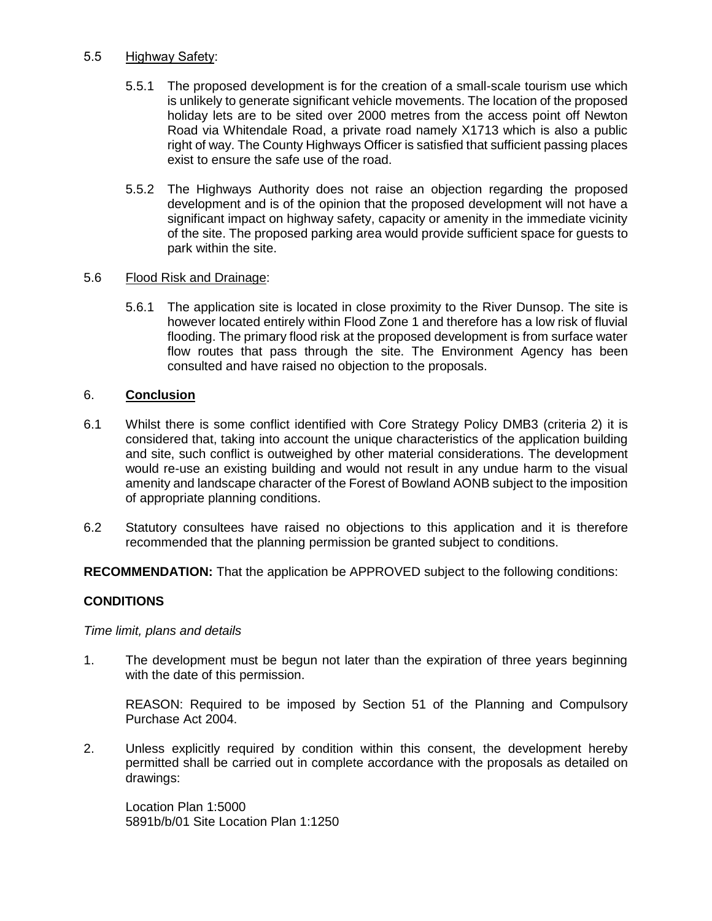5.5 Highway Safety:

5.5.1 The proposed development is for the creation of a small-scale tourism use which is unlikely to generate significant vehicle movements. The location of the proposed holiday lets are to be sited over 2000 metres from the access point off Newton Road via Whitendale Road, a private road namely X1713 which is also a public right of way. The County Highways Officer is satisfied that sufficient passing places exist to ensure the safe use of the road.

5.5.2 The Highways Authority does not raise an objection regarding the proposed development and is of the opinion that the proposed development will not have a significant impact on highway safety, capacity or amenity in the immediate vicinity of the site. The proposed parking area would provide sufficient space for guests to park within the site.

5.6 Flood Risk and Drainage:

5.6.1 The application site is located in close proximity to the River Dunsop. The site is however located entirely within Flood Zone 1 and therefore has a low risk of fluvial flooding. The primary flood risk at the proposed development is from surface water flow routes that pass through the site. The Environment Agency has been consulted and have raised no objection to the proposals.

## 6. Conclusion

6.1 Whilst there is some conflict identified with Core Strategy Policy DMB3 (criteria 2) it is considered that, taking into account the unique characteristics of the application building and site, such conflict is outweighed by other material considerations. The development would re-use an existing building and would not result in any undue harm to the visual amenity and landscape character of the Forest of Bowland AONB subject to the imposition of appropriate planning conditions.

6.2 Statutory consultees have raised no objections to this application and it is therefore recommended that the planning permission be granted subject to conditions.

**RECOMMENDATION:** That the application be APPROVED subject to the following conditions:

**CONDITIONS**

*Time limit, plans and details*

1. The development must be begun not later than the expiration of three years beginning with the date of this permission.

   REASON: Required to be imposed by Section 51 of the Planning and Compulsory Purchase Act 2004.

2. Unless explicitly required by condition within this consent, the development hereby permitted shall be carried out in complete accordance with the proposals as detailed on drawings:

   Location Plan 1:5000
   5891b/b/01 Site Location Plan 1:1250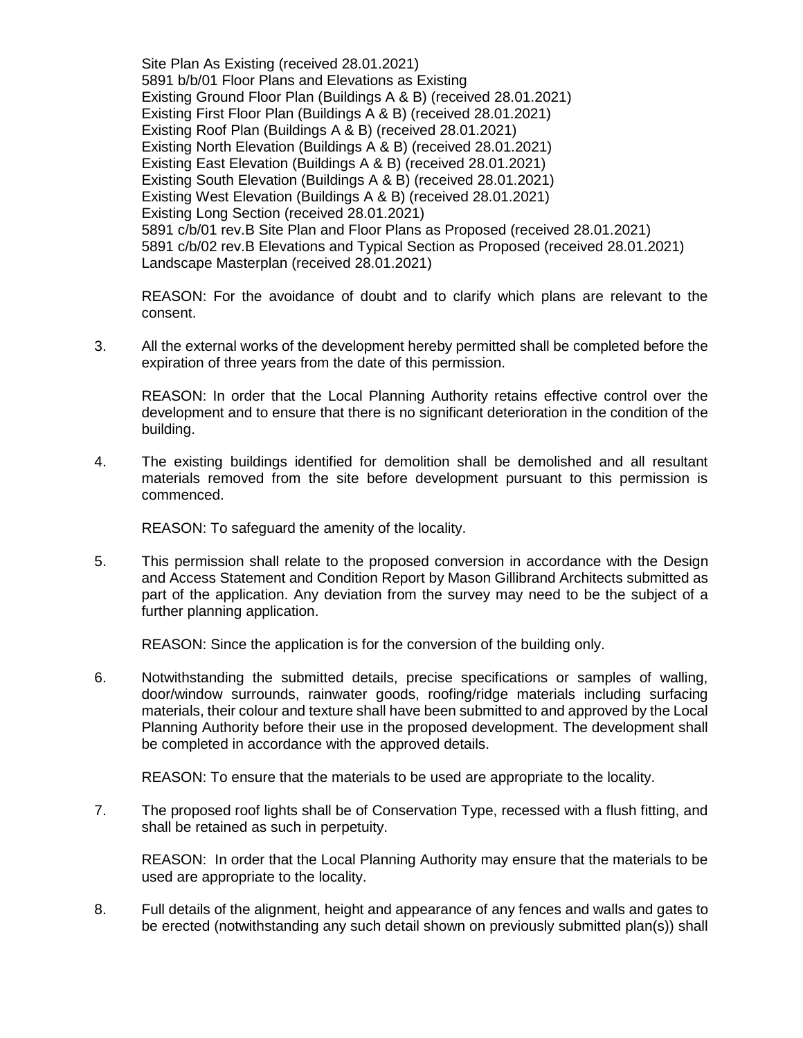Site Plan As Existing (received 28.01.2021)
5891 b/b/01 Floor Plans and Elevations as Existing
Existing Ground Floor Plan (Buildings A & B) (received 28.01.2021)
Existing First Floor Plan (Buildings A & B) (received 28.01.2021)
Existing Roof Plan (Buildings A & B) (received 28.01.2021)
Existing North Elevation (Buildings A & B) (received 28.01.2021)
Existing East Elevation (Buildings A & B) (received 28.01.2021)
Existing South Elevation (Buildings A & B) (received 28.01.2021)
Existing West Elevation (Buildings A & B) (received 28.01.2021)
Existing Long Section (received 28.01.2021)
5891 c/b/01 rev.B Site Plan and Floor Plans as Proposed (received 28.01.2021)
5891 c/b/02 rev.B Elevations and Typical Section as Proposed (received 28.01.2021)
Landscape Masterplan (received 28.01.2021)

REASON: For the avoidance of doubt and to clarify which plans are relevant to the consent.

3. All the external works of the development hereby permitted shall be completed before the expiration of three years from the date of this permission.

   REASON: In order that the Local Planning Authority retains effective control over the development and to ensure that there is no significant deterioration in the condition of the building.

4. The existing buildings identified for demolition shall be demolished and all resultant materials removed from the site before development pursuant to this permission is commenced.

   REASON: To safeguard the amenity of the locality.

5. This permission shall relate to the proposed conversion in accordance with the Design and Access Statement and Condition Report by Mason Gillibrand Architects submitted as part of the application. Any deviation from the survey may need to be the subject of a further planning application.

   REASON: Since the application is for the conversion of the building only.

6. Notwithstanding the submitted details, precise specifications or samples of walling, door/window surrounds, rainwater goods, roofing/ridge materials including surfacing materials, their colour and texture shall have been submitted to and approved by the Local Planning Authority before their use in the proposed development. The development shall be completed in accordance with the approved details.

   REASON: To ensure that the materials to be used are appropriate to the locality.

7. The proposed roof lights shall be of Conservation Type, recessed with a flush fitting, and shall be retained as such in perpetuity.

   REASON: In order that the Local Planning Authority may ensure that the materials to be used are appropriate to the locality.

8. Full details of the alignment, height and appearance of any fences and walls and gates to be erected (notwithstanding any such detail shown on previously submitted plan(s)) shall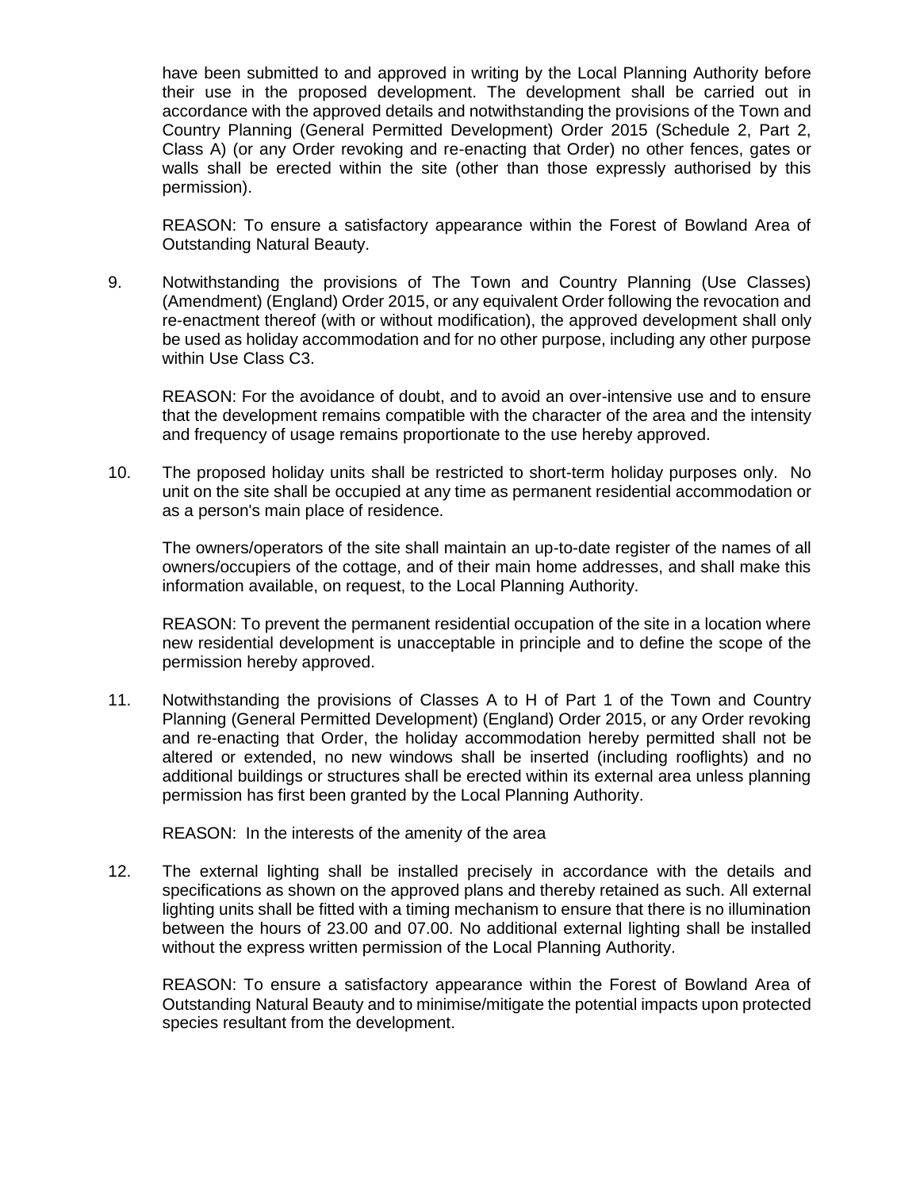have been submitted to and approved in writing by the Local Planning Authority before their use in the proposed development. The development shall be carried out in accordance with the approved details and notwithstanding the provisions of the Town and Country Planning (General Permitted Development) Order 2015 (Schedule 2, Part 2, Class A) (or any Order revoking and re-enacting that Order) no other fences, gates or walls shall be erected within the site (other than those expressly authorised by this permission).

REASON: To ensure a satisfactory appearance within the Forest of Bowland Area of Outstanding Natural Beauty.

9. Notwithstanding the provisions of The Town and Country Planning (Use Classes) (Amendment) (England) Order 2015, or any equivalent Order following the revocation and re-enactment thereof (with or without modification), the approved development shall only be used as holiday accommodation and for no other purpose, including any other purpose within Use Class C3.

   REASON: For the avoidance of doubt, and to avoid an over-intensive use and to ensure that the development remains compatible with the character of the area and the intensity and frequency of usage remains proportionate to the use hereby approved.

10. The proposed holiday units shall be restricted to short-term holiday purposes only. No unit on the site shall be occupied at any time as permanent residential accommodation or as a person's main place of residence.

    The owners/operators of the site shall maintain an up-to-date register of the names of all owners/occupiers of the cottage, and of their main home addresses, and shall make this information available, on request, to the Local Planning Authority.

    REASON: To prevent the permanent residential occupation of the site in a location where new residential development is unacceptable in principle and to define the scope of the permission hereby approved.

11. Notwithstanding the provisions of Classes A to H of Part 1 of the Town and Country Planning (General Permitted Development) (England) Order 2015, or any Order revoking and re-enacting that Order, the holiday accommodation hereby permitted shall not be altered or extended, no new windows shall be inserted (including rooflights) and no additional buildings or structures shall be erected within its external area unless planning permission has first been granted by the Local Planning Authority.

    REASON: In the interests of the amenity of the area

12. The external lighting shall be installed precisely in accordance with the details and specifications as shown on the approved plans and thereby retained as such. All external lighting units shall be fitted with a timing mechanism to ensure that there is no illumination between the hours of 23.00 and 07.00. No additional external lighting shall be installed without the express written permission of the Local Planning Authority.

    REASON: To ensure a satisfactory appearance within the Forest of Bowland Area of Outstanding Natural Beauty and to minimise/mitigate the potential impacts upon protected species resultant from the development.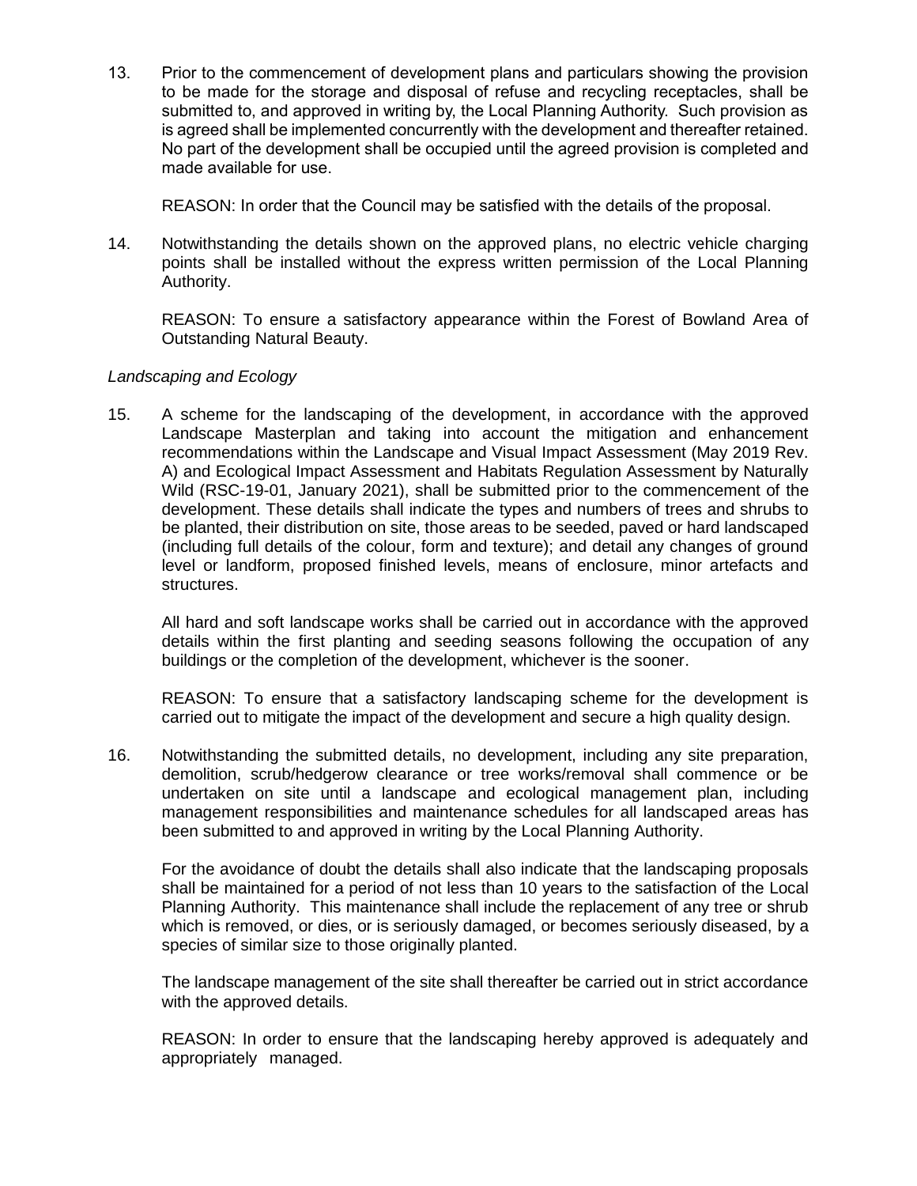13. Prior to the commencement of development plans and particulars showing the provision to be made for the storage and disposal of refuse and recycling receptacles, shall be submitted to, and approved in writing by, the Local Planning Authority. Such provision as is agreed shall be implemented concurrently with the development and thereafter retained. No part of the development shall be occupied until the agreed provision is completed and made available for use.

    REASON: In order that the Council may be satisfied with the details of the proposal.

14. Notwithstanding the details shown on the approved plans, no electric vehicle charging points shall be installed without the express written permission of the Local Planning Authority.

    REASON: To ensure a satisfactory appearance within the Forest of Bowland Area of Outstanding Natural Beauty.

*Landscaping and Ecology*

15. A scheme for the landscaping of the development, in accordance with the approved Landscape Masterplan and taking into account the mitigation and enhancement recommendations within the Landscape and Visual Impact Assessment (May 2019 Rev. A) and Ecological Impact Assessment and Habitats Regulation Assessment by Naturally Wild (RSC-19-01, January 2021), shall be submitted prior to the commencement of the development. These details shall indicate the types and numbers of trees and shrubs to be planted, their distribution on site, those areas to be seeded, paved or hard landscaped (including full details of the colour, form and texture); and detail any changes of ground level or landform, proposed finished levels, means of enclosure, minor artefacts and structures.

    All hard and soft landscape works shall be carried out in accordance with the approved details within the first planting and seeding seasons following the occupation of any buildings or the completion of the development, whichever is the sooner.

    REASON: To ensure that a satisfactory landscaping scheme for the development is carried out to mitigate the impact of the development and secure a high quality design.

16. Notwithstanding the submitted details, no development, including any site preparation, demolition, scrub/hedgerow clearance or tree works/removal shall commence or be undertaken on site until a landscape and ecological management plan, including management responsibilities and maintenance schedules for all landscaped areas has been submitted to and approved in writing by the Local Planning Authority.

    For the avoidance of doubt the details shall also indicate that the landscaping proposals shall be maintained for a period of not less than 10 years to the satisfaction of the Local Planning Authority. This maintenance shall include the replacement of any tree or shrub which is removed, or dies, or is seriously damaged, or becomes seriously diseased, by a species of similar size to those originally planted.

    The landscape management of the site shall thereafter be carried out in strict accordance with the approved details.

    REASON: In order to ensure that the landscaping hereby approved is adequately and appropriately managed.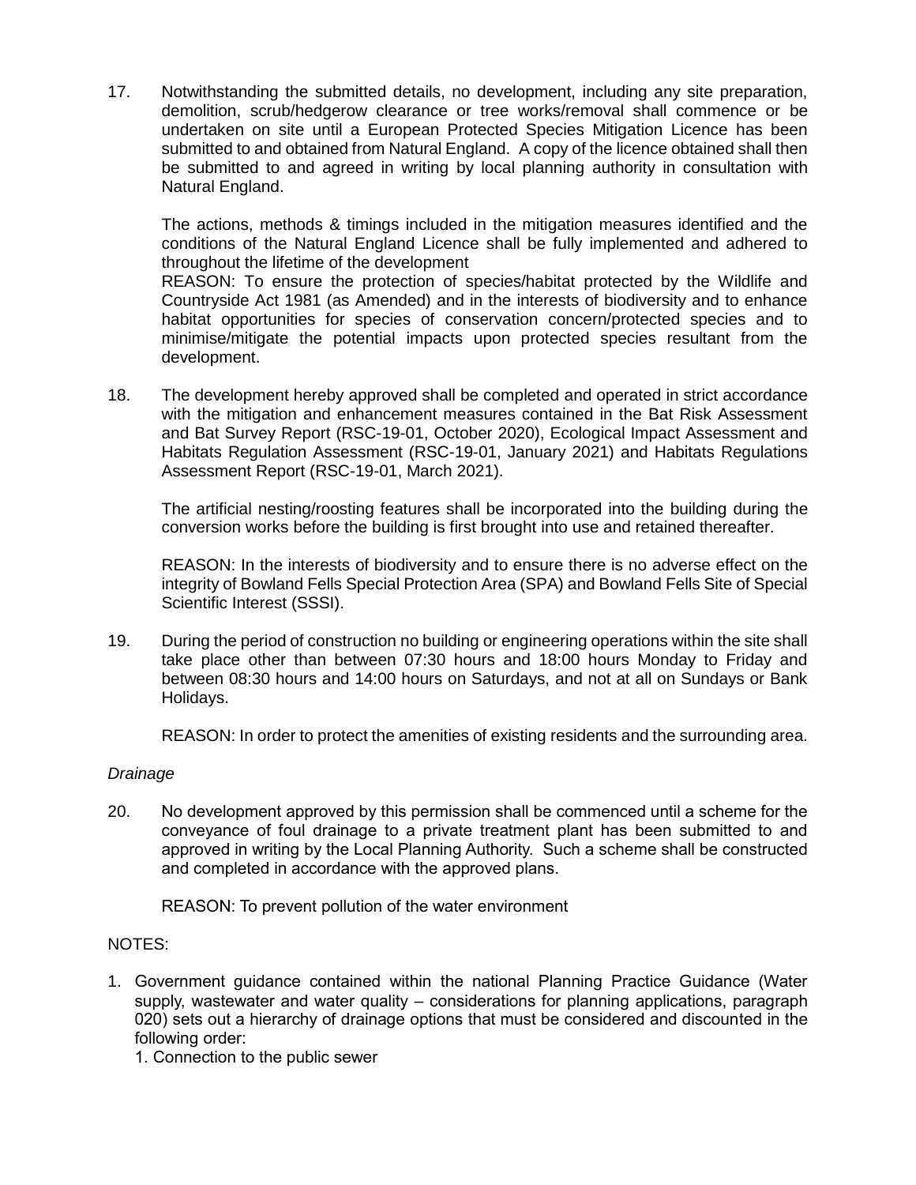17. Notwithstanding the submitted details, no development, including any site preparation, demolition, scrub/hedgerow clearance or tree works/removal shall commence or be undertaken on site until a European Protected Species Mitigation Licence has been submitted to and obtained from Natural England. A copy of the licence obtained shall then be submitted to and agreed in writing by local planning authority in consultation with Natural England.

    The actions, methods & timings included in the mitigation measures identified and the conditions of the Natural England Licence shall be fully implemented and adhered to throughout the lifetime of the development
    REASON: To ensure the protection of species/habitat protected by the Wildlife and Countryside Act 1981 (as Amended) and in the interests of biodiversity and to enhance habitat opportunities for species of conservation concern/protected species and to minimise/mitigate the potential impacts upon protected species resultant from the development.

18. The development hereby approved shall be completed and operated in strict accordance with the mitigation and enhancement measures contained in the Bat Risk Assessment and Bat Survey Report (RSC-19-01, October 2020), Ecological Impact Assessment and Habitats Regulation Assessment (RSC-19-01, January 2021) and Habitats Regulations Assessment Report (RSC-19-01, March 2021).

    The artificial nesting/roosting features shall be incorporated into the building during the conversion works before the building is first brought into use and retained thereafter.

    REASON: In the interests of biodiversity and to ensure there is no adverse effect on the integrity of Bowland Fells Special Protection Area (SPA) and Bowland Fells Site of Special Scientific Interest (SSSI).

19. During the period of construction no building or engineering operations within the site shall take place other than between 07:30 hours and 18:00 hours Monday to Friday and between 08:30 hours and 14:00 hours on Saturdays, and not at all on Sundays or Bank Holidays.

    REASON: In order to protect the amenities of existing residents and the surrounding area.

*Drainage*

20. No development approved by this permission shall be commenced until a scheme for the conveyance of foul drainage to a private treatment plant has been submitted to and approved in writing by the Local Planning Authority. Such a scheme shall be constructed and completed in accordance with the approved plans.

    REASON: To prevent pollution of the water environment

NOTES:

1. Government guidance contained within the national Planning Practice Guidance (Water supply, wastewater and water quality – considerations for planning applications, paragraph 020) sets out a hierarchy of drainage options that must be considered and discounted in the following order:
    1. Connection to the public sewer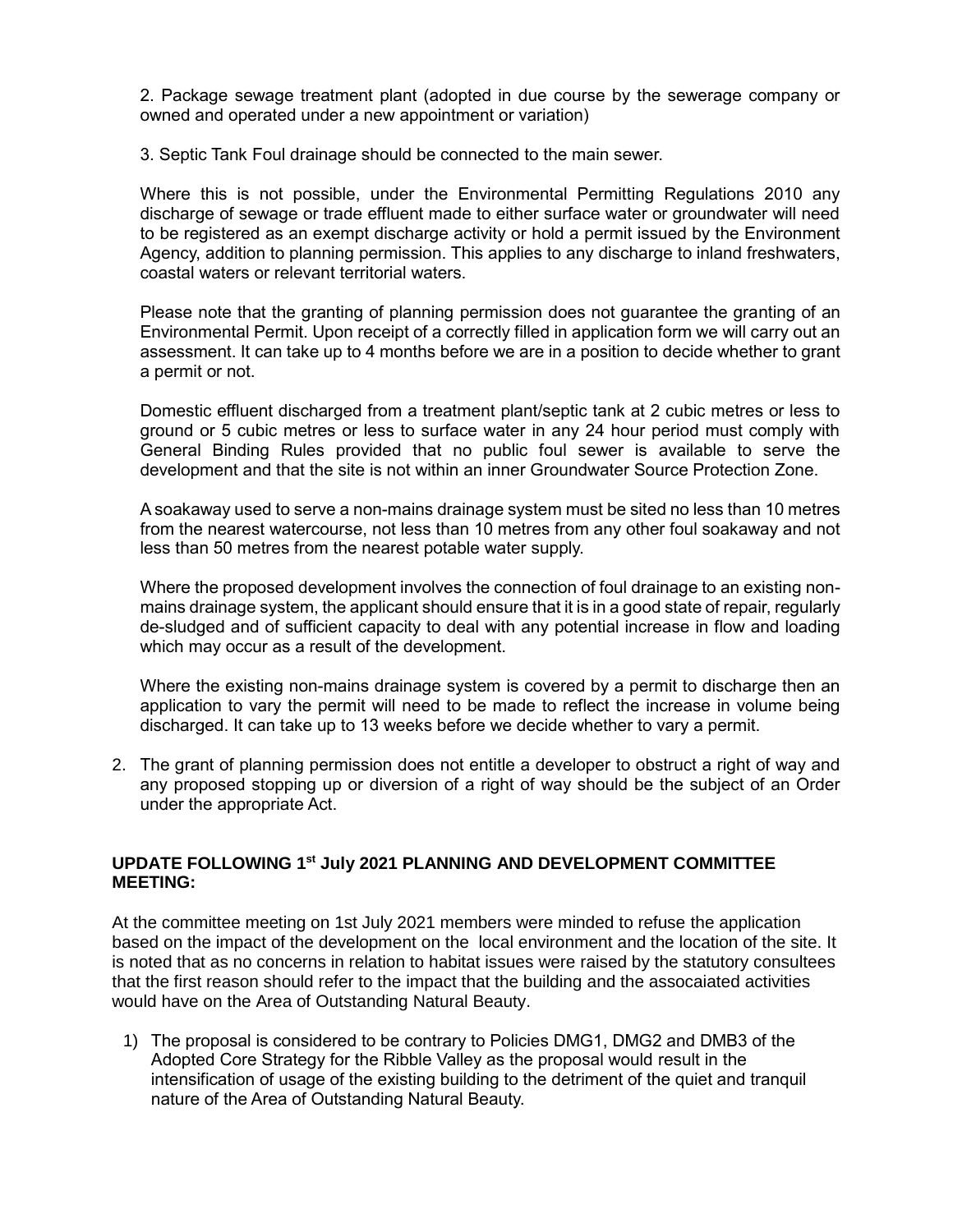2. Package sewage treatment plant (adopted in due course by the sewerage company or owned and operated under a new appointment or variation)

3. Septic Tank Foul drainage should be connected to the main sewer.

Where this is not possible, under the Environmental Permitting Regulations 2010 any discharge of sewage or trade effluent made to either surface water or groundwater will need to be registered as an exempt discharge activity or hold a permit issued by the Environment Agency, addition to planning permission. This applies to any discharge to inland freshwaters, coastal waters or relevant territorial waters.

Please note that the granting of planning permission does not guarantee the granting of an Environmental Permit. Upon receipt of a correctly filled in application form we will carry out an assessment. It can take up to 4 months before we are in a position to decide whether to grant a permit or not.

Domestic effluent discharged from a treatment plant/septic tank at 2 cubic metres or less to ground or 5 cubic metres or less to surface water in any 24 hour period must comply with General Binding Rules provided that no public foul sewer is available to serve the development and that the site is not within an inner Groundwater Source Protection Zone.

A soakaway used to serve a non-mains drainage system must be sited no less than 10 metres from the nearest watercourse, not less than 10 metres from any other foul soakaway and not less than 50 metres from the nearest potable water supply.

Where the proposed development involves the connection of foul drainage to an existing non-mains drainage system, the applicant should ensure that it is in a good state of repair, regularly de-sludged and of sufficient capacity to deal with any potential increase in flow and loading which may occur as a result of the development.

Where the existing non-mains drainage system is covered by a permit to discharge then an application to vary the permit will need to be made to reflect the increase in volume being discharged. It can take up to 13 weeks before we decide whether to vary a permit.

2. The grant of planning permission does not entitle a developer to obstruct a right of way and any proposed stopping up or diversion of a right of way should be the subject of an Order under the appropriate Act.

**UPDATE FOLLOWING 1st July 2021 PLANNING AND DEVELOPMENT COMMITTEE MEETING:**

At the committee meeting on 1st July 2021 members were minded to refuse the application based on the impact of the development on the local environment and the location of the site. It is noted that as no concerns in relation to habitat issues were raised by the statutory consultees that the first reason should refer to the impact that the building and the assocaiated activities would have on the Area of Outstanding Natural Beauty.

1) The proposal is considered to be contrary to Policies DMG1, DMG2 and DMB3 of the Adopted Core Strategy for the Ribble Valley as the proposal would result in the intensification of usage of the existing building to the detriment of the quiet and tranquil nature of the Area of Outstanding Natural Beauty.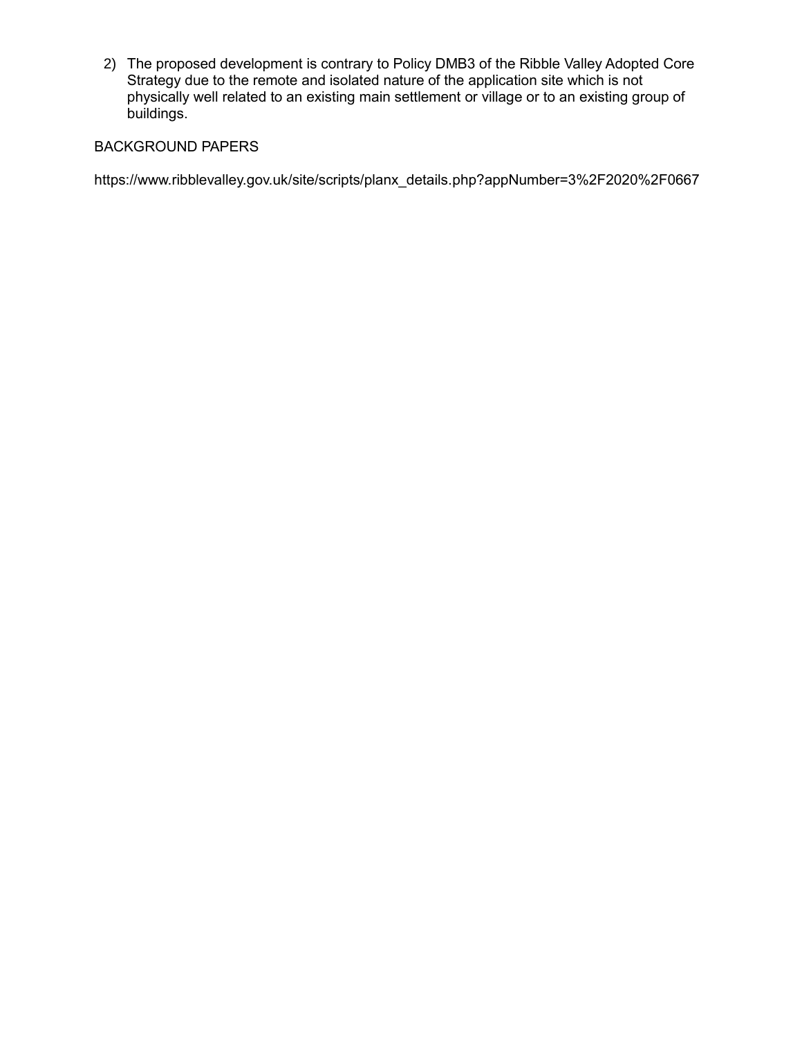2) The proposed development is contrary to Policy DMB3 of the Ribble Valley Adopted Core Strategy due to the remote and isolated nature of the application site which is not physically well related to an existing main settlement or village or to an existing group of buildings.

BACKGROUND PAPERS

https://www.ribblevalley.gov.uk/site/scripts/planx_details.php?appNumber=3%2F2020%2F0667